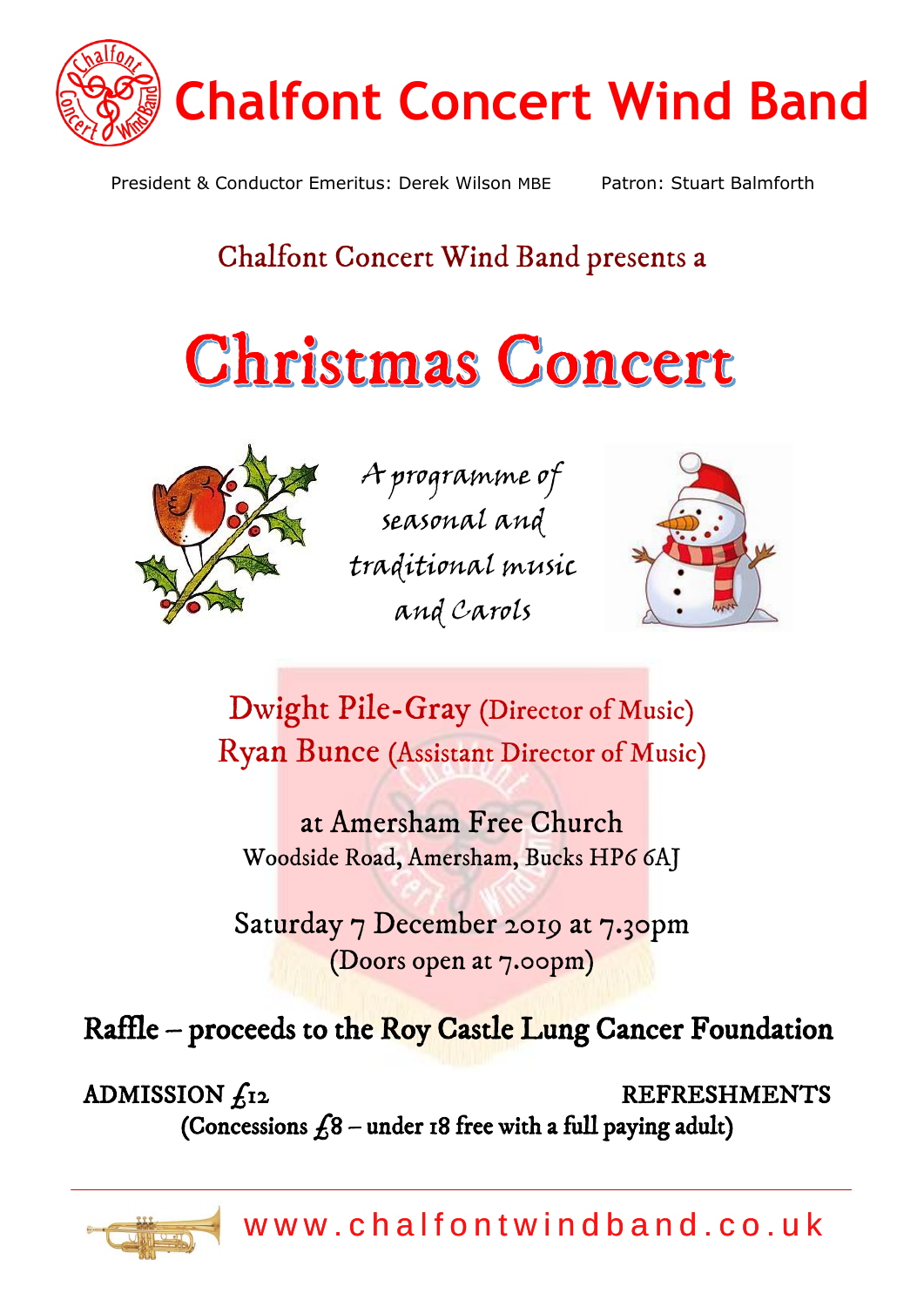# Chalfont Concert Wind Band

President & Conductor Emeritus: Derek Wilson MBE     Patron: Stuart Balmforth

Chalfont Concert Wind Band presents a

## Christmas Concert

*A programme of seasonal and traditional music and Carols*

**Dwight Pile-Gray** (Director of Music)
**Ryan Bunce** (Assistant Director of Music)

at Amersham Free Church
Woodside Road, Amersham, Bucks HP6 6AJ

Saturday 7 December 2019 at 7.30pm
(Doors open at 7.00pm)

**Raffle – proceeds to the Roy Castle Lung Cancer Foundation**

ADMISSION £12     REFRESHMENTS
**(Concessions £8 – under 18 free with a full paying adult)**

www.chalfontwindband.co.uk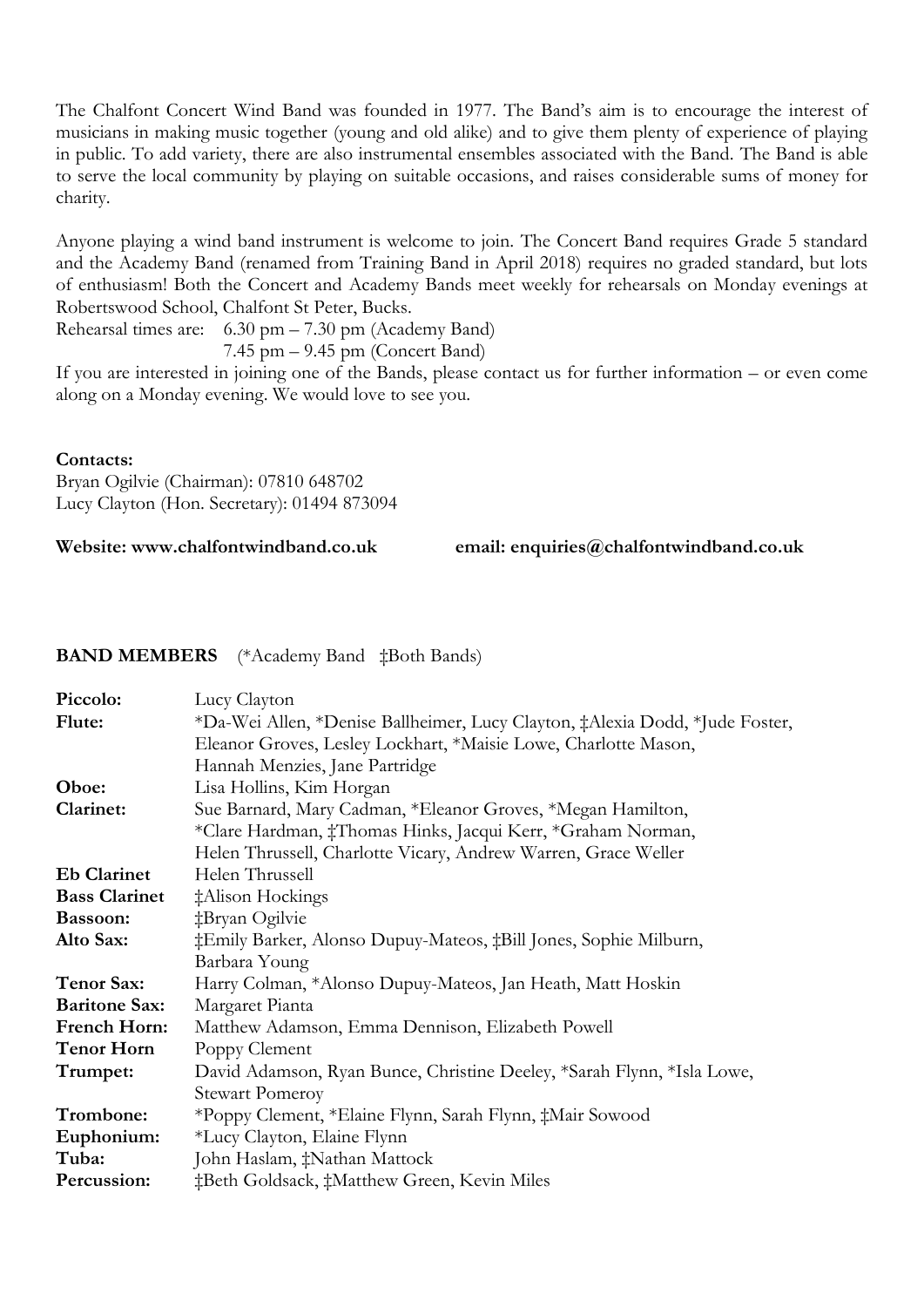The Chalfont Concert Wind Band was founded in 1977. The Band's aim is to encourage the interest of musicians in making music together (young and old alike) and to give them plenty of experience of playing in public. To add variety, there are also instrumental ensembles associated with the Band. The Band is able to serve the local community by playing on suitable occasions, and raises considerable sums of money for charity.

Anyone playing a wind band instrument is welcome to join. The Concert Band requires Grade 5 standard and the Academy Band (renamed from Training Band in April 2018) requires no graded standard, but lots of enthusiasm! Both the Concert and Academy Bands meet weekly for rehearsals on Monday evenings at Robertswood School, Chalfont St Peter, Bucks.

Rehearsal times are: 6.30 pm – 7.30 pm (Academy Band)
7.45 pm – 9.45 pm (Concert Band)

If you are interested in joining one of the Bands, please contact us for further information – or even come along on a Monday evening. We would love to see you.

**Contacts:**
Bryan Ogilvie (Chairman): 07810 648702
Lucy Clayton (Hon. Secretary): 01494 873094

**Website: www.chalfontwindband.co.uk** **email: enquiries@chalfontwindband.co.uk**

**BAND MEMBERS** (*Academy Band ‡Both Bands)

| | |
|---|---|
| **Piccolo:** | Lucy Clayton |
| **Flute:** | *Da-Wei Allen, *Denise Ballheimer, Lucy Clayton, ‡Alexia Dodd, *Jude Foster, Eleanor Groves, Lesley Lockhart, *Maisie Lowe, Charlotte Mason, Hannah Menzies, Jane Partridge |
| **Oboe:** | Lisa Hollins, Kim Horgan |
| **Clarinet:** | Sue Barnard, Mary Cadman, *Eleanor Groves, *Megan Hamilton, *Clare Hardman, ‡Thomas Hinks, Jacqui Kerr, *Graham Norman, Helen Thrussell, Charlotte Vicary, Andrew Warren, Grace Weller |
| **Eb Clarinet** | Helen Thrussell |
| **Bass Clarinet** | ‡Alison Hockings |
| **Bassoon:** | ‡Bryan Ogilvie |
| **Alto Sax:** | ‡Emily Barker, Alonso Dupuy-Mateos, ‡Bill Jones, Sophie Milburn, Barbara Young |
| **Tenor Sax:** | Harry Colman, *Alonso Dupuy-Mateos, Jan Heath, Matt Hoskin |
| **Baritone Sax:** | Margaret Pianta |
| **French Horn:** | Matthew Adamson, Emma Dennison, Elizabeth Powell |
| **Tenor Horn** | Poppy Clement |
| **Trumpet:** | David Adamson, Ryan Bunce, Christine Deeley, *Sarah Flynn, *Isla Lowe, Stewart Pomeroy |
| **Trombone:** | *Poppy Clement, *Elaine Flynn, Sarah Flynn, ‡Mair Sowood |
| **Euphonium:** | *Lucy Clayton, Elaine Flynn |
| **Tuba:** | John Haslam, ‡Nathan Mattock |
| **Percussion:** | ‡Beth Goldsack, ‡Matthew Green, Kevin Miles |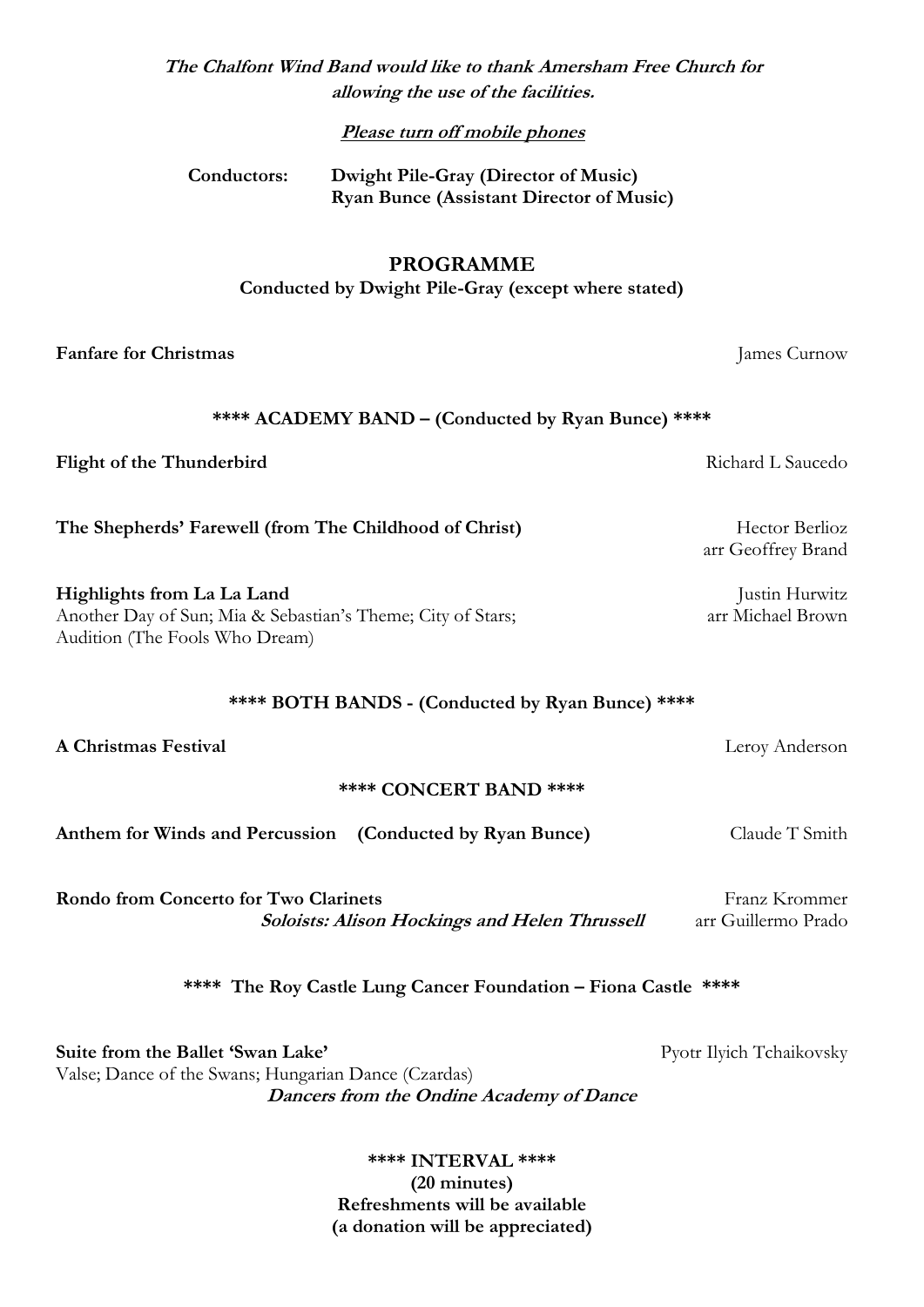***The Chalfont Wind Band would like to thank Amersham Free Church for allowing the use of the facilities.***

***Please turn off mobile phones***

**Conductors:** **Dwight Pile-Gray (Director of Music)**
**Ryan Bunce (Assistant Director of Music)**

## PROGRAMME

**Conducted by Dwight Pile-Gray (except where stated)**

**Fanfare for Christmas** — James Curnow

**\*\*\*\* ACADEMY BAND – (Conducted by Ryan Bunce) \*\*\*\***

**Flight of the Thunderbird** — Richard L Saucedo

**The Shepherds' Farewell (from The Childhood of Christ)** — Hector Berlioz, arr Geoffrey Brand

**Highlights from La La Land** — Justin Hurwitz, arr Michael Brown
Another Day of Sun; Mia & Sebastian's Theme; City of Stars; Audition (The Fools Who Dream)

**\*\*\*\* BOTH BANDS - (Conducted by Ryan Bunce) \*\*\*\***

**A Christmas Festival** — Leroy Anderson

**\*\*\*\* CONCERT BAND \*\*\*\***

**Anthem for Winds and Percussion (Conducted by Ryan Bunce)** — Claude T Smith

**Rondo from Concerto for Two Clarinets** — Franz Krommer, arr Guillermo Prado
***Soloists: Alison Hockings and Helen Thrussell***

**\*\*\*\* The Roy Castle Lung Cancer Foundation – Fiona Castle \*\*\*\***

**Suite from the Ballet 'Swan Lake'** — Pyotr Ilyich Tchaikovsky
Valse; Dance of the Swans; Hungarian Dance (Czardas)
***Dancers from the Ondine Academy of Dance***

**\*\*\*\* INTERVAL \*\*\*\***
**(20 minutes)**
**Refreshments will be available**
**(a donation will be appreciated)**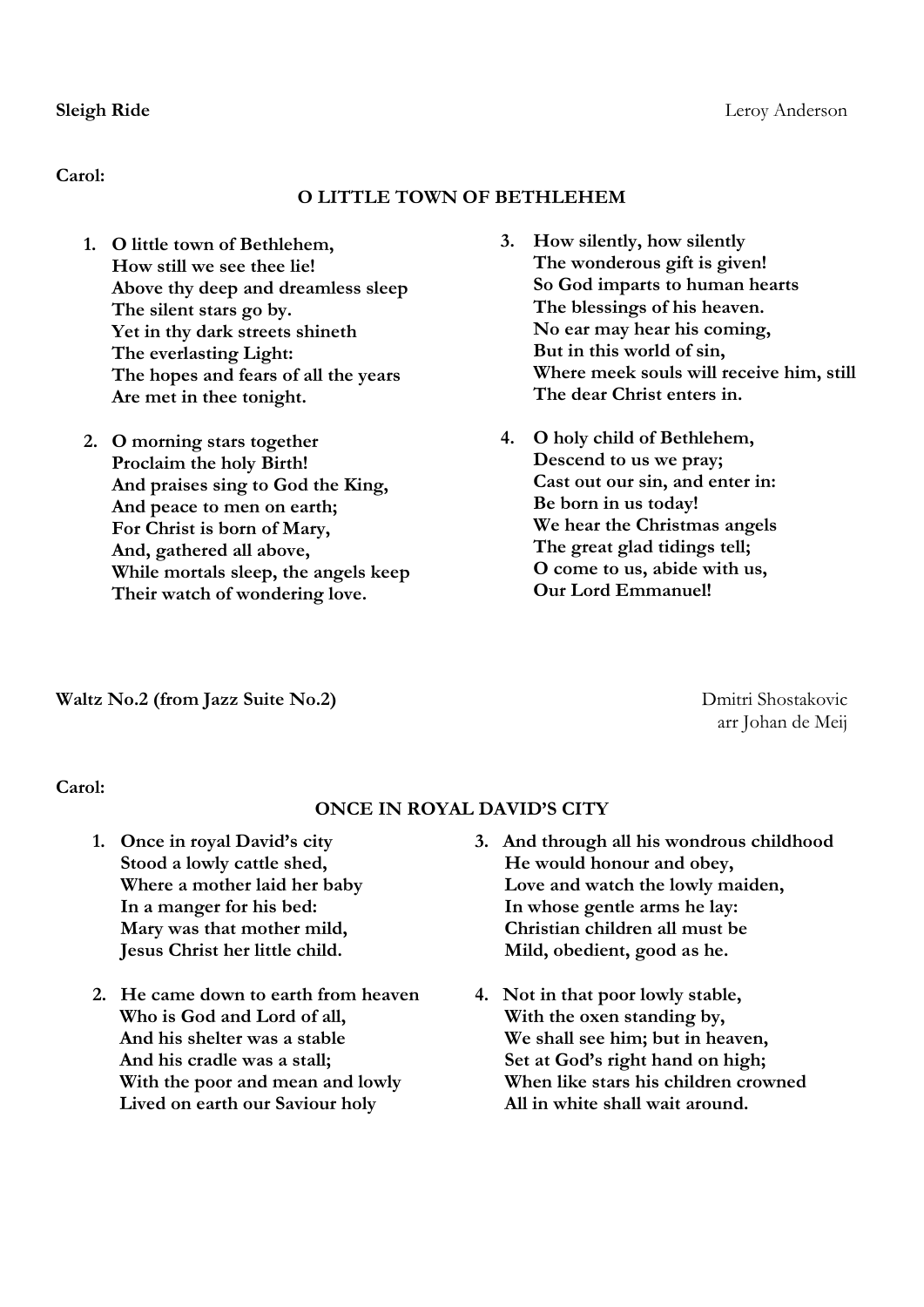**Sleigh Ride** Leroy Anderson

**Carol:**

**O LITTLE TOWN OF BETHLEHEM**

1. **O little town of Bethlehem,**
   **How still we see thee lie!**
   **Above thy deep and dreamless sleep**
   **The silent stars go by.**
   **Yet in thy dark streets shineth**
   **The everlasting Light:**
   **The hopes and fears of all the years**
   **Are met in thee tonight.**

2. **O morning stars together**
   **Proclaim the holy Birth!**
   **And praises sing to God the King,**
   **And peace to men on earth;**
   **For Christ is born of Mary,**
   **And, gathered all above,**
   **While mortals sleep, the angels keep**
   **Their watch of wondering love.**

3. **How silently, how silently**
   **The wonderous gift is given!**
   **So God imparts to human hearts**
   **The blessings of his heaven.**
   **No ear may hear his coming,**
   **But in this world of sin,**
   **Where meek souls will receive him, still**
   **The dear Christ enters in.**

4. **O holy child of Bethlehem,**
   **Descend to us we pray;**
   **Cast out our sin, and enter in:**
   **Be born in us today!**
   **We hear the Christmas angels**
   **The great glad tidings tell;**
   **O come to us, abide with us,**
   **Our Lord Emmanuel!**

**Waltz No.2 (from Jazz Suite No.2)** Dmitri Shostakovic
arr Johan de Meij

**Carol:**

**ONCE IN ROYAL DAVID'S CITY**

1. **Once in royal David's city**
   **Stood a lowly cattle shed,**
   **Where a mother laid her baby**
   **In a manger for his bed:**
   **Mary was that mother mild,**
   **Jesus Christ her little child.**

2. **He came down to earth from heaven**
   **Who is God and Lord of all,**
   **And his shelter was a stable**
   **And his cradle was a stall;**
   **With the poor and mean and lowly**
   **Lived on earth our Saviour holy**

3. **And through all his wondrous childhood**
   **He would honour and obey,**
   **Love and watch the lowly maiden,**
   **In whose gentle arms he lay:**
   **Christian children all must be**
   **Mild, obedient, good as he.**

4. **Not in that poor lowly stable,**
   **With the oxen standing by,**
   **We shall see him; but in heaven,**
   **Set at God's right hand on high;**
   **When like stars his children crowned**
   **All in white shall wait around.**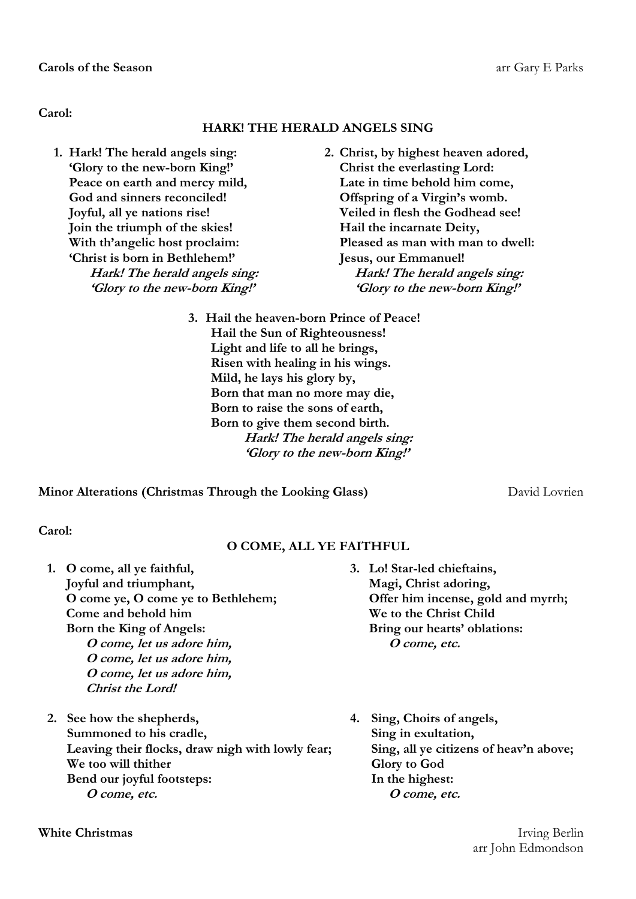**Carols of the Season** arr Gary E Parks

**Carol:**

**HARK! THE HERALD ANGELS SING**

1. **Hark! The herald angels sing:**
   **'Glory to the new-born King!'**
   **Peace on earth and mercy mild,**
   **God and sinners reconciled!**
   **Joyful, all ye nations rise!**
   **Join the triumph of the skies!**
   **With th'angelic host proclaim:**
   **'Christ is born in Bethlehem!'**
   ***Hark! The herald angels sing:***
   ***'Glory to the new-born King!'***

2. **Christ, by highest heaven adored,**
   **Christ the everlasting Lord:**
   **Late in time behold him come,**
   **Offspring of a Virgin's womb.**
   **Veiled in flesh the Godhead see!**
   **Hail the incarnate Deity,**
   **Pleased as man with man to dwell:**
   **Jesus, our Emmanuel!**
   ***Hark! The herald angels sing:***
   ***'Glory to the new-born King!'***

3. **Hail the heaven-born Prince of Peace!**
   **Hail the Sun of Righteousness!**
   **Light and life to all he brings,**
   **Risen with healing in his wings.**
   **Mild, he lays his glory by,**
   **Born that man no more may die,**
   **Born to raise the sons of earth,**
   **Born to give them second birth.**
   ***Hark! The herald angels sing:***
   ***'Glory to the new-born King!'***

**Minor Alterations (Christmas Through the Looking Glass)** David Lovrien

**Carol:**

**O COME, ALL YE FAITHFUL**

1. **O come, all ye faithful,**
   **Joyful and triumphant,**
   **O come ye, O come ye to Bethlehem;**
   **Come and behold him**
   **Born the King of Angels:**
   ***O come, let us adore him,***
   ***O come, let us adore him,***
   ***O come, let us adore him,***
   ***Christ the Lord!***

2. **See how the shepherds,**
   **Summoned to his cradle,**
   **Leaving their flocks, draw nigh with lowly fear;**
   **We too will thither**
   **Bend our joyful footsteps:**
   ***O come, etc.***

3. **Lo! Star-led chieftains,**
   **Magi, Christ adoring,**
   **Offer him incense, gold and myrrh;**
   **We to the Christ Child**
   **Bring our hearts' oblations:**
   ***O come, etc.***

4. **Sing, Choirs of angels,**
   **Sing in exultation,**
   **Sing, all ye citizens of heav'n above;**
   **Glory to God**
   **In the highest:**
   ***O come, etc.***

**White Christmas** Irving Berlin
arr John Edmondson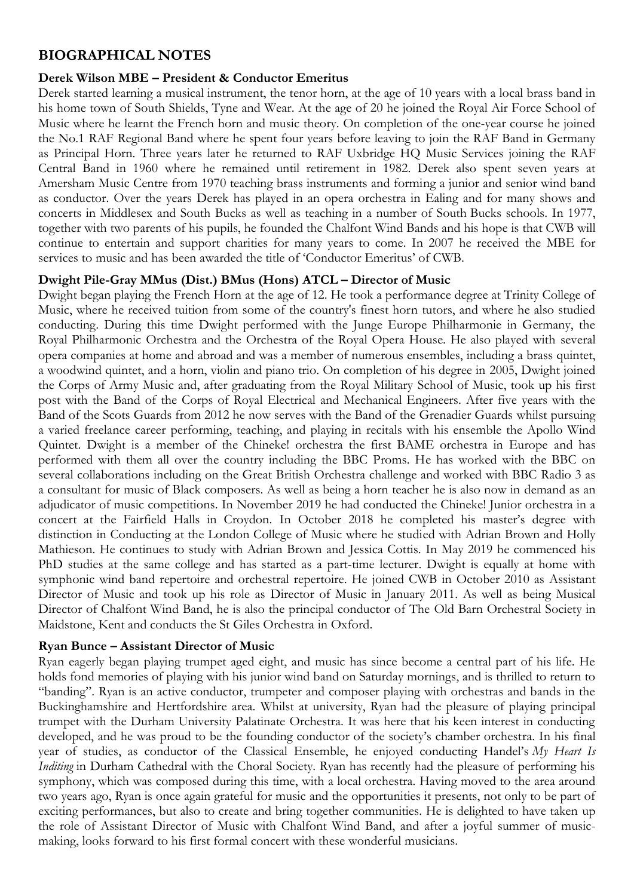## BIOGRAPHICAL NOTES

### Derek Wilson MBE – President & Conductor Emeritus

Derek started learning a musical instrument, the tenor horn, at the age of 10 years with a local brass band in his home town of South Shields, Tyne and Wear. At the age of 20 he joined the Royal Air Force School of Music where he learnt the French horn and music theory. On completion of the one-year course he joined the No.1 RAF Regional Band where he spent four years before leaving to join the RAF Band in Germany as Principal Horn. Three years later he returned to RAF Uxbridge HQ Music Services joining the RAF Central Band in 1960 where he remained until retirement in 1982. Derek also spent seven years at Amersham Music Centre from 1970 teaching brass instruments and forming a junior and senior wind band as conductor. Over the years Derek has played in an opera orchestra in Ealing and for many shows and concerts in Middlesex and South Bucks as well as teaching in a number of South Bucks schools. In 1977, together with two parents of his pupils, he founded the Chalfont Wind Bands and his hope is that CWB will continue to entertain and support charities for many years to come. In 2007 he received the MBE for services to music and has been awarded the title of 'Conductor Emeritus' of CWB.

### Dwight Pile-Gray MMus (Dist.) BMus (Hons) ATCL – Director of Music

Dwight began playing the French Horn at the age of 12. He took a performance degree at Trinity College of Music, where he received tuition from some of the country's finest horn tutors, and where he also studied conducting. During this time Dwight performed with the Junge Europe Philharmonie in Germany, the Royal Philharmonic Orchestra and the Orchestra of the Royal Opera House. He also played with several opera companies at home and abroad and was a member of numerous ensembles, including a brass quintet, a woodwind quintet, and a horn, violin and piano trio. On completion of his degree in 2005, Dwight joined the Corps of Army Music and, after graduating from the Royal Military School of Music, took up his first post with the Band of the Corps of Royal Electrical and Mechanical Engineers. After five years with the Band of the Scots Guards from 2012 he now serves with the Band of the Grenadier Guards whilst pursuing a varied freelance career performing, teaching, and playing in recitals with his ensemble the Apollo Wind Quintet. Dwight is a member of the Chineke! orchestra the first BAME orchestra in Europe and has performed with them all over the country including the BBC Proms. He has worked with the BBC on several collaborations including on the Great British Orchestra challenge and worked with BBC Radio 3 as a consultant for music of Black composers. As well as being a horn teacher he is also now in demand as an adjudicator of music competitions. In November 2019 he had conducted the Chineke! Junior orchestra in a concert at the Fairfield Halls in Croydon. In October 2018 he completed his master's degree with distinction in Conducting at the London College of Music where he studied with Adrian Brown and Holly Mathieson. He continues to study with Adrian Brown and Jessica Cottis. In May 2019 he commenced his PhD studies at the same college and has started as a part-time lecturer. Dwight is equally at home with symphonic wind band repertoire and orchestral repertoire. He joined CWB in October 2010 as Assistant Director of Music and took up his role as Director of Music in January 2011. As well as being Musical Director of Chalfont Wind Band, he is also the principal conductor of The Old Barn Orchestral Society in Maidstone, Kent and conducts the St Giles Orchestra in Oxford.

### Ryan Bunce – Assistant Director of Music

Ryan eagerly began playing trumpet aged eight, and music has since become a central part of his life. He holds fond memories of playing with his junior wind band on Saturday mornings, and is thrilled to return to "banding". Ryan is an active conductor, trumpeter and composer playing with orchestras and bands in the Buckinghamshire and Hertfordshire area. Whilst at university, Ryan had the pleasure of playing principal trumpet with the Durham University Palatinate Orchestra. It was here that his keen interest in conducting developed, and he was proud to be the founding conductor of the society's chamber orchestra. In his final year of studies, as conductor of the Classical Ensemble, he enjoyed conducting Handel's *My Heart Is Inditing* in Durham Cathedral with the Choral Society. Ryan has recently had the pleasure of performing his symphony, which was composed during this time, with a local orchestra. Having moved to the area around two years ago, Ryan is once again grateful for music and the opportunities it presents, not only to be part of exciting performances, but also to create and bring together communities. He is delighted to have taken up the role of Assistant Director of Music with Chalfont Wind Band, and after a joyful summer of music-making, looks forward to his first formal concert with these wonderful musicians.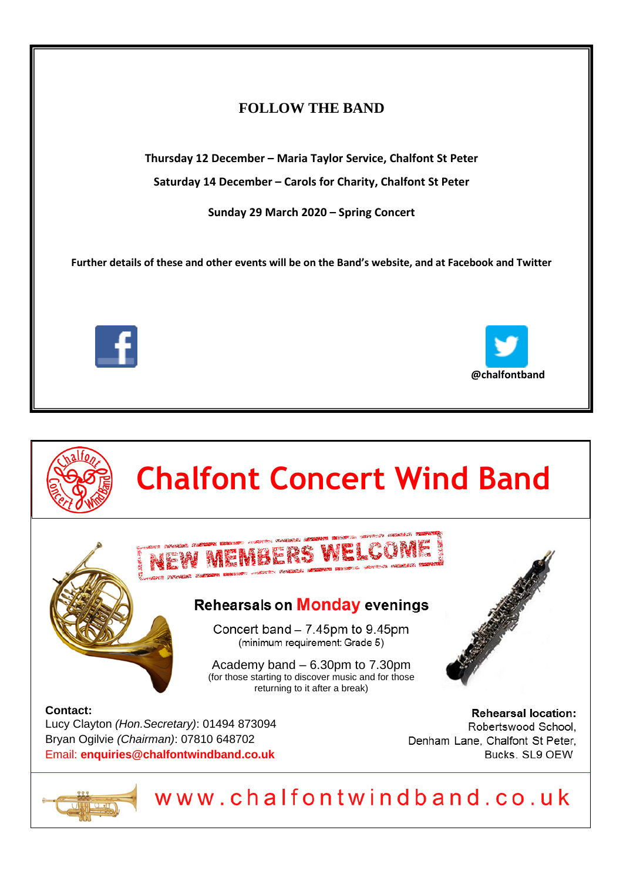## FOLLOW THE BAND

**Thursday 12 December – Maria Taylor Service, Chalfont St Peter**

**Saturday 14 December – Carols for Charity, Chalfont St Peter**

**Sunday 29 March 2020 – Spring Concert**

**Further details of these and other events will be on the Band's website, and at Facebook and Twitter**

**@chalfontband**

# Chalfont Concert Wind Band

**NEW MEMBERS WELCOME**

### Rehearsals on Monday evenings

Concert band – 7.45pm to 9.45pm
(minimum requirement: Grade 5)

Academy band – 6.30pm to 7.30pm
(for those starting to discover music and for those returning to it after a break)

**Contact:**
Lucy Clayton *(Hon.Secretary)*: 01494 873094
Bryan Ogilvie *(Chairman)*: 07810 648702
Email: **enquiries@chalfontwindband.co.uk**

**Rehearsal location:**
Robertswood School,
Denham Lane, Chalfont St Peter,
Bucks. SL9 OEW

www.chalfontwindband.co.uk